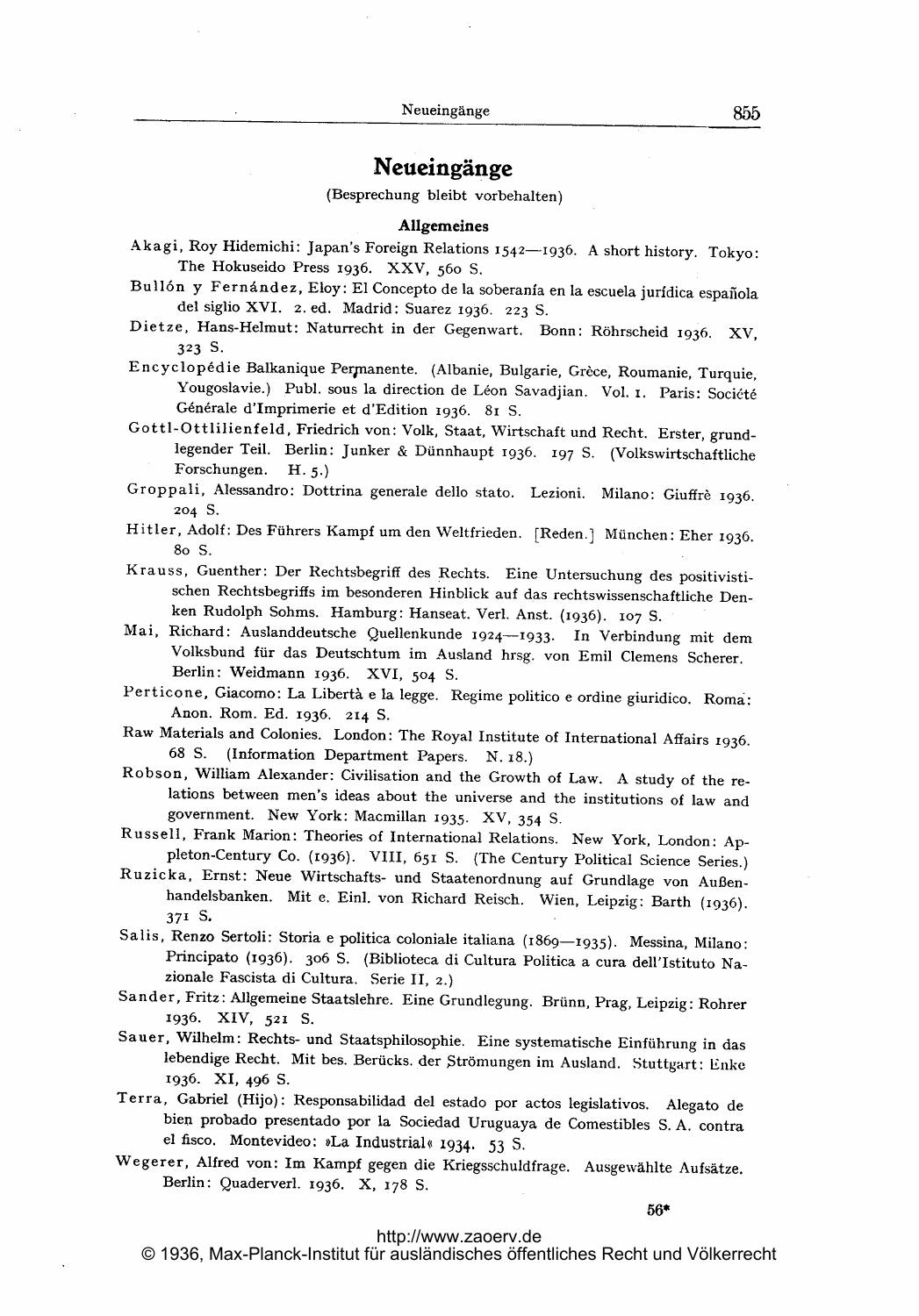# Neueingänge

(Besprechung bleibt vorbehalten)

## Allgemeines

Akagi, Roy Hidemichi: Japan's Foreign Relations 1542—1936. A short history. Tokyo: The Hokuseido Press 1936. XXV, 560 S.

Bullón y Fernández, Eloy: El Concepto de la soberanía en la escuela jurídica española del siglio XVI. 2. ed. Madrid: Suarez 1936. 223 S.

Dietze, Hans-Helmut: Naturrecht in der Gegenwart. Bonn: Röhrscheid 1936. XV, 323 S.

Encyclopédie Balkanique Permanente. (Albanie, Bulgarie, Grèce, Roumanie, Turquie, Yougoslavie.) Publ. sous la direction de Léon Savadjian. Vol. 1. Paris: Société Générale d'Imprimerie et d'Edition 1936. 81 S.

Gottl-Ottlilienfeld, Friedrich von: Volk, Staat, Wirtschaft und Recht. Erster, grundlegender Teil. Berlin: Junker & Dünnhaupt 1936. 197 S. (Volkswirtschaftliche Forschungen. H. 5.)

Groppali, Alessandro: Dottrina generale dello stato. Lezioni. Milano: Giuffrè 1936. 204 S.

Hitler, Adolf: Des Führers Kampf um den Weltfrieden. [Reden.] München: Eher 1936. 80 S.

Krauss, Guenther: Der Rechtsbegriff des Rechts. Eine Untersuchung des positivistischen Rechtsbegriffs im besonderen Hinblick auf das rechtswissenschaftliche Denken Rudolph Sohms. Hamburg: Hanseat. Verl. Anst. (1936). 107 S.

Mai, Richard: Auslanddeutsche Quellenkunde 1924—1933. In Verbindung mit dem Volksbund für das Deutschtum im Ausland hrsg. von Emil Clemens Scherer. Berlin: Weidmann 1936. XVI, 504 S.

Perticone, Giacomo: La Libertà e la legge. Regime politico e ordine giuridico. Roma: Anon. Rom. Ed. 1936. 214 S.

Raw Materials and Colonies. London: The Royal Institute of International Affairs 1936. 68 S. (Information Department Papers. N. 18.)

Robson, William Alexander: Civilisation and the Growth of Law. A study of the relations between men's ideas about the universe and the institutions of law and government. New York: Macmillan 1935. XV, 354 S.

Russell, Frank Marion: Theories of International Relations. New York, London: Appleton-Century Co. (1936). VIII, 651 S. (The Century Political Science Series.)

Ruzicka, Ernst: Neue Wirtschafts- und Staatenordnung auf Grundlage von Außenhandelsbanken. Mit e. Einl. von Richard Reisch. Wien, Leipzig: Barth (1936). 371 S.

Salis, Renzo Sertoli: Storia e politica coloniale italiana (1869—1935). Messina, Milano: Principato (1936). 306 S. (Biblioteca di Cultura Politica a cura dell'Istituto Nazionale Fascista di Cultura. Serie II, 2.)

Sander, Fritz: Allgemeine Staatslehre. Eine Grundlegung. Brünn, Prag, Leipzig: Rohrer 1936. XIV, 521 S.

Sauer, Wilhelm: Rechts- und Staatsphilosophie. Eine systematische Einführung in das lebendige Recht. Mit bes. Berücks. der Strömungen im Ausland. Stuttgart: Enke 1936. XI, 496 S.

Terra, Gabriel (Hijo): Responsabilidad del estado por actos legislativos. Alegato de bien probado presentado por la Sociedad Uruguaya de Comestibles S. A. contra el fisco. Montevideo: »La Industrial« 1934. 53 S.

Wegerer, Alfred von: Im Kampf gegen die Kriegsschuldfrage. Ausgewählte Aufsätze. Berlin: Quaderverl. 1936. X, 178 S.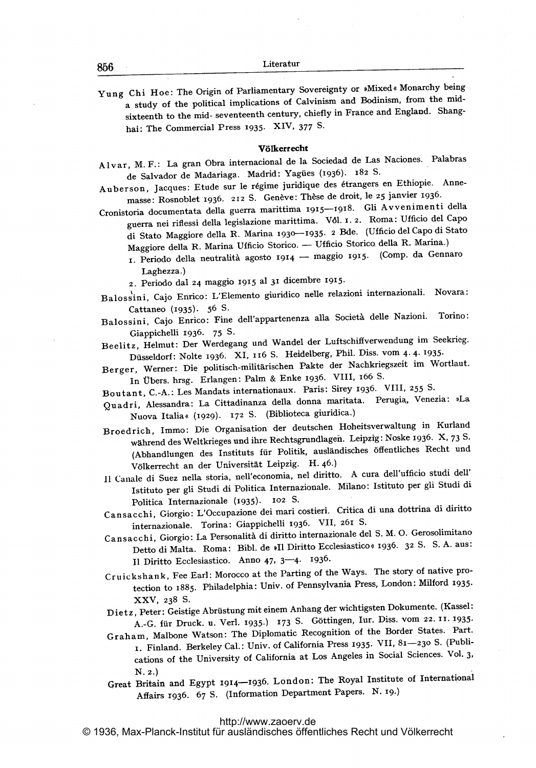Yung Chi Hoe: The Origin of Parliamentary Sovereignty or »Mixed« Monarchy being a study of the political implications of Calvinism and Bodinism, from the mid-sixteenth to the mid- seventeenth century, chiefly in France and England. Shanghai: The Commercial Press 1935. XIV, 377 S.

### Völkerrecht

Alvar, M. F.: La gran Obra internacional de la Sociedad de Las Naciones. Palabras de Salvador de Madariaga. Madrid: Yagües (1936). 182 S.

Auberson, Jacques: Etude sur le régime juridique des étrangers en Ethiopie. Annemasse: Rosnoblet 1936. 212 S. Genève: Thèse de droit, le 25 janvier 1936.

Cronistoria documentata della guerra marittima 1915—1918. Gli Avvenimenti della guerra nei riflessi della legislazione marittima. Vól. 1. 2. Roma: Ufficio del Capo di Stato Maggiore della R. Marina 1930—1935. 2 Bde. (Ufficio del Capo di Stato Maggiore della R. Marina Ufficio Storico. — Ufficio Storico della R. Marina.)

1. Periodo della neutralità agosto 1914 — maggio 1915. (Comp. da Gennaro Laghezza.)
2. Periodo dal 24 maggio 1915 al 31 dicembre 1915.

Balossini, Cajo Enrico: L'Elemento giuridico nelle relazioni internazionali. Novara: Cattaneo (1935). 56 S.

Balossini, Cajo Enrico: Fine dell'appartenenza alla Società delle Nazioni. Torino: Giappichelli 1936. 75 S.

Beelitz, Helmut: Der Werdegang und Wandel der Luftschiffverwendung im Seekrieg. Düsseldorf: Nolte 1936. XI, 116 S. Heidelberg, Phil. Diss. vom 4. 4. 1935.

Berger, Werner: Die politisch-militärischen Pakte der Nachkriegszeit im Wortlaut. In Übers. hrsg. Erlangen: Palm & Enke 1936. VIII, 166 S.

Boutant, C.-A.: Les Mandats internationaux. Paris: Sirey 1936. VIII, 255 S.

Quadri, Alessandra: La Cittadinanza della donna maritata. Perugia, Venezia: »La Nuova Italia« (1929). 172 S. (Biblioteca giuridica.)

Broedrich, Immo: Die Organisation der deutschen Hoheitsverwaltung in Kurland während des Weltkrieges und ihre Rechtsgrundlagen. Leipzig: Noske 1936. X, 73 S. (Abhandlungen des Instituts für Politik, ausländisches öffentliches Recht und Völkerrecht an der Universität Leipzig. H. 46.)

Il Canale di Suez nella storia, nell'economia, nel diritto. A cura dell'ufficio studi dell' Istituto per gli Studi di Politica Internazionale. Milano: Istituto per gli Studi di Politica Internazionale (1935). 102 S.

Cansacchi, Giorgio: L'Occupazione dei mari costieri. Critica di una dottrina di diritto internazionale. Torina: Giappichelli 1936. VII, 261 S.

Cansacchi, Giorgio: La Personalità di diritto internazionale del S. M. O. Gerosolimitano Detto di Malta. Roma: Bibl. de »Il Diritto Ecclesiastico« 1936. 32 S. S. A. aus: Il Diritto Ecclesiastico. Anno 47, 3—4. 1936.

Cruickshank, Fee Earl: Morocco at the Parting of the Ways. The story of native protection to 1885. Philadelphia: Univ. of Pennsylvania Press, London: Milford 1935. XXV, 238 S.

Dietz, Peter: Geistige Abrüstung mit einem Anhang der wichtigsten Dokumente. (Kassel: A.-G. für Druck. u. Verl. 1935.) 173 S. Göttingen, Iur. Diss. vom 22. 11. 1935.

Graham, Malbone Watson: The Diplomatic Recognition of the Border States. Part. 1. Finland. Berkeley Cal.: Univ. of California Press 1935. VII, 81—230 S. (Publications of the University of California at Los Angeles in Social Sciences. Vol. 3, N. 2.)

Great Britain and Egypt 1914—1936. London: The Royal Institute of International Affairs 1936. 67 S. (Information Department Papers. N. 19.)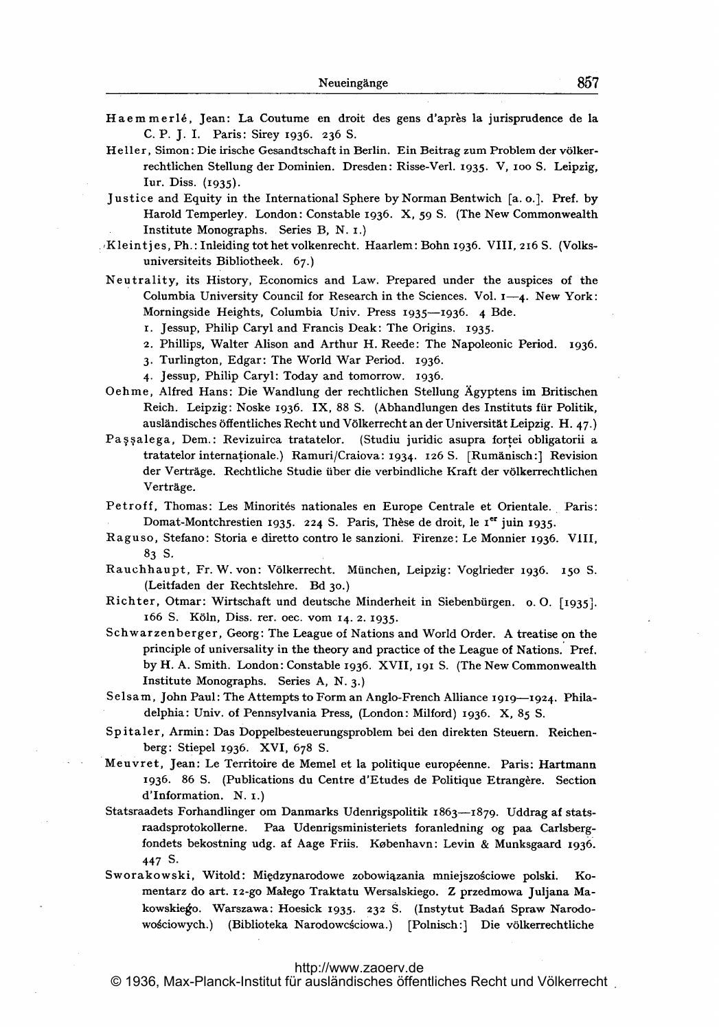Haemmerlé, Jean: La Coutume en droit des gens d'après la jurisprudence de la C. P. J. I. Paris: Sirey 1936. 236 S.

Heller, Simon: Die irische Gesandtschaft in Berlin. Ein Beitrag zum Problem der völkerrechtlichen Stellung der Dominien. Dresden: Risse-Verl. 1935. V, 100 S. Leipzig, Iur. Diss. (1935).

Justice and Equity in the International Sphere by Norman Bentwich [a. o.]. Pref. by Harold Temperley. London: Constable 1936. X, 59 S. (The New Commonwealth Institute Monographs. Series B, N. 1.)

Kleintjes, Ph.: Inleiding tot het volkenrecht. Haarlem: Bohn 1936. VIII, 216 S. (Volksuniversiteits Bibliotheek. 67.)

Neutrality, its History, Economics and Law. Prepared under the auspices of the Columbia University Council for Research in the Sciences. Vol. 1—4. New York: Morningside Heights, Columbia Univ. Press 1935—1936. 4 Bde.

1. Jessup, Philip Caryl and Francis Deak: The Origins. 1935.
2. Phillips, Walter Alison and Arthur H. Reede: The Napoleonic Period. 1936.
3. Turlington, Edgar: The World War Period. 1936.
4. Jessup, Philip Caryl: Today and tomorrow. 1936.

Oehme, Alfred Hans: Die Wandlung der rechtlichen Stellung Ägyptens im Britischen Reich. Leipzig: Noske 1936. IX, 88 S. (Abhandlungen des Instituts für Politik, ausländisches öffentliches Recht und Völkerrecht an der Universität Leipzig. H. 47.)

Paşşalega, Dem.: Revizuirca tratatelor. (Studiu juridic asupra forței obligatorii a tratatelor internaționale.) Ramuri/Craiova: 1934. 126 S. [Rumänisch:] Revision der Verträge. Rechtliche Studie über die verbindliche Kraft der völkerrechtlichen Verträge.

Petroff, Thomas: Les Minorités nationales en Europe Centrale et Orientale. Paris: Domat-Montchrestien 1935. 224 S. Paris, Thèse de droit, le 1er juin 1935.

Raguso, Stefano: Storia e diretto contro le sanzioni. Firenze: Le Monnier 1936. VIII, 83 S.

Rauchhaupt, Fr. W. von: Völkerrecht. München, Leipzig: Voglrieder 1936. 150 S. (Leitfaden der Rechtslehre. Bd 30.)

Richter, Otmar: Wirtschaft und deutsche Minderheit in Siebenbürgen. o. O. [1935]. 166 S. Köln, Diss. rer. oec. vom 14. 2. 1935.

Schwarzenberger, Georg: The League of Nations and World Order. A treatise on the principle of universality in the theory and practice of the League of Nations. Pref. by H. A. Smith. London: Constable 1936. XVII, 191 S. (The New Commonwealth Institute Monographs. Series A, N. 3.)

Selsam, John Paul: The Attempts to Form an Anglo-French Alliance 1919—1924. Philadelphia: Univ. of Pennsylvania Press, (London: Milford) 1936. X, 85 S.

Spitaler, Armin: Das Doppelbesteuerungsproblem bei den direkten Steuern. Reichenberg: Stiepel 1936. XVI, 678 S.

Meuvret, Jean: Le Territoire de Memel et la politique européenne. Paris: Hartmann 1936. 86 S. (Publications du Centre d'Etudes de Politique Etrangère. Section d'Information. N. 1.)

Statsraadets Forhandlinger om Danmarks Udenrigspolitik 1863—1879. Uddrag af statsraadsprotokollerne. Paa Udenrigsministeriets foranledning og paa Carlsbergfondets bekostning udg. af Aage Friis. København: Levin & Munksgaard 1936. 447 S.

Sworakowski, Witold: Międzynarodowe zobowiązania mniejszościowe polski. Komentarz do art. 12-go Małego Traktatu Wersalskiego. Z przedmowa Juljana Makowskiego. Warszawa: Hoesick 1935. 232 S. (Instytut Badań Spraw Narodowościowych.) (Biblioteka Narodowcściowa.) [Polnisch:] Die völkerrechtliche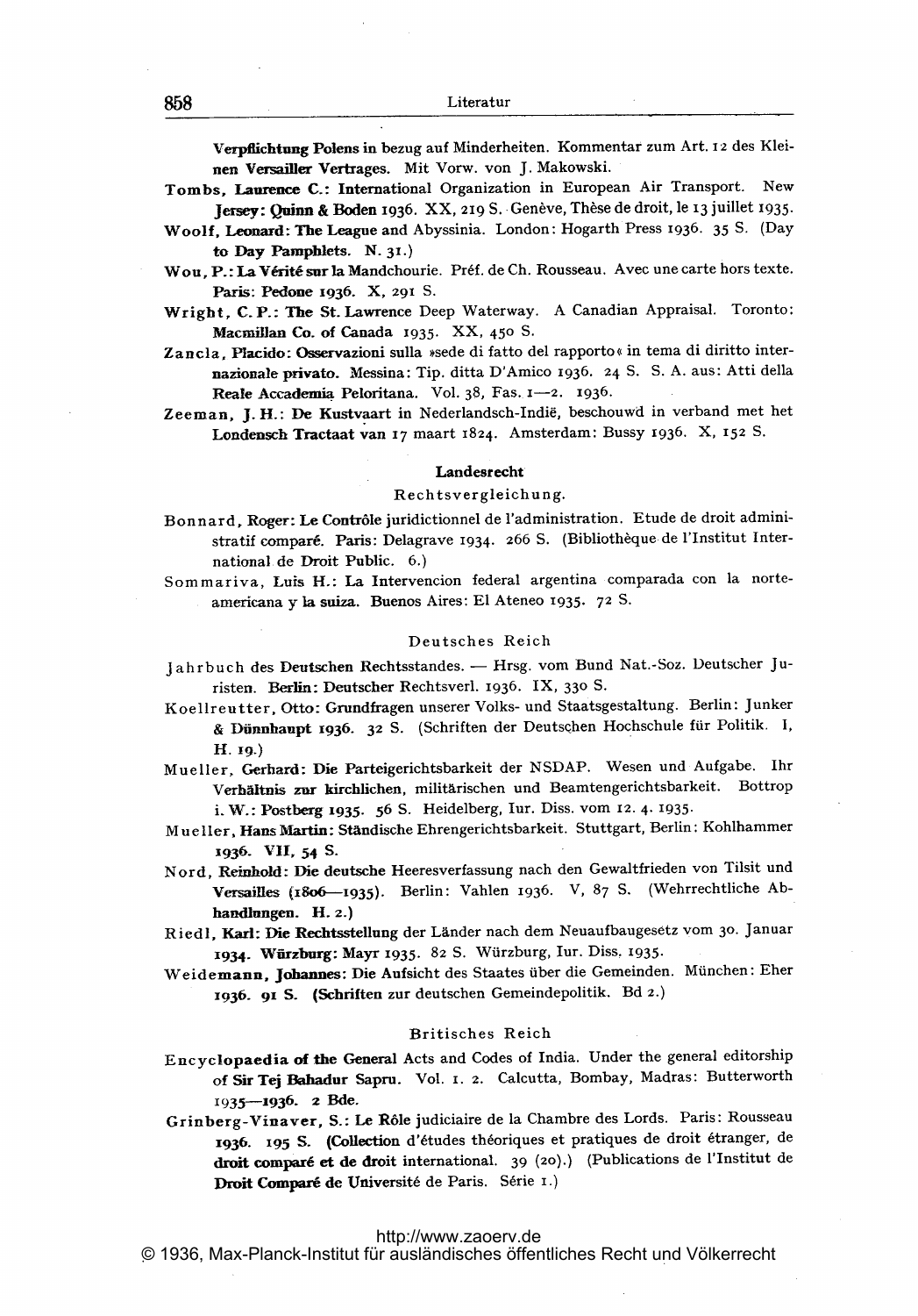Verpflichtung Polens in bezug auf Minderheiten. Kommentar zum Art. 12 des Kleinen Versailler Vertrages. Mit Vorw. von J. Makowski.

Tombs, Laurence C.: International Organization in European Air Transport. New Jersey: Quinn & Boden 1936. XX, 219 S. Genève, Thèse de droit, le 13 juillet 1935.

Woolf, Leonard: The League and Abyssinia. London: Hogarth Press 1936. 35 S. (Day to Day Pamphlets. N. 31.)

Wou, P.: La Vérité sur la Mandchourie. Préf. de Ch. Rousseau. Avec une carte hors texte. Paris: Pedone 1936. X, 291 S.

Wright, C. P.: The St. Lawrence Deep Waterway. A Canadian Appraisal. Toronto: Macmillan Co. of Canada 1935. XX, 450 S.

Zancla, Placido: Osservazioni sulla »sede di fatto del rapporto« in tema di diritto internazionale privato. Messina: Tip. ditta D'Amico 1936. 24 S. S. A. aus: Atti della Reale Accademia Peloritana. Vol. 38, Fas. 1—2. 1936.

Zeeman, J. H.: De Kustvaart in Nederlandsch-Indië, beschouwd in verband met het Londensch Tractaat van 17 maart 1824. Amsterdam: Bussy 1936. X, 152 S.

## Landesrecht

### Rechtsvergleichung.

Bonnard, Roger: Le Contrôle juridictionnel de l'administration. Etude de droit administratif comparé. Paris: Delagrave 1934. 266 S. (Bibliothèque de l'Institut International de Droit Public. 6.)

Sommariva, Luis H.: La Intervencion federal argentina comparada con la norteamericana y la suiza. Buenos Aires: El Ateneo 1935. 72 S.

### Deutsches Reich

Jahrbuch des Deutschen Rechtsstandes. — Hrsg. vom Bund Nat.-Soz. Deutscher Juristen. Berlin: Deutscher Rechtsverl. 1936. IX, 330 S.

Koellreutter, Otto: Grundfragen unserer Volks- und Staatsgestaltung. Berlin: Junker & Dünnhaupt 1936. 32 S. (Schriften der Deutschen Hochschule für Politik. I, H. 19.)

Mueller, Gerhard: Die Parteigerichtsbarkeit der NSDAP. Wesen und Aufgabe. Ihr Verhältnis zur kirchlichen, militärischen und Beamtengerichtsbarkeit. Bottrop i. W.: Postberg 1935. 56 S. Heidelberg, Iur. Diss. vom 12. 4. 1935.

Mueller, Hans Martin: Ständische Ehrengerichtsbarkeit. Stuttgart, Berlin: Kohlhammer 1936. VII, 54 S.

Nord, Reinhold: Die deutsche Heeresverfassung nach den Gewaltfrieden von Tilsit und Versailles (1806—1935). Berlin: Vahlen 1936. V, 87 S. (Wehrrechtliche Abhandlungen. H. 2.)

Riedl, Karl: Die Rechtsstellung der Länder nach dem Neuaufbaugesetz vom 30. Januar 1934. Würzburg: Mayr 1935. 82 S. Würzburg, Iur. Diss. 1935.

Weidemann, Johannes: Die Aufsicht des Staates über die Gemeinden. München: Eher 1936. 91 S. (Schriften zur deutschen Gemeindepolitik. Bd 2.)

### Britisches Reich

Encyclopaedia of the General Acts and Codes of India. Under the general editorship of Sir Tej Bahadur Sapru. Vol. 1. 2. Calcutta, Bombay, Madras: Butterworth 1935—1936. 2 Bde.

Grinberg-Vinaver, S.: Le Rôle judiciaire de la Chambre des Lords. Paris: Rousseau 1936. 195 S. (Collection d'études théoriques et pratiques de droit étranger, de droit comparé et de droit international. 39 (20).) (Publications de l'Institut de Droit Comparé de Université de Paris. Série 1.)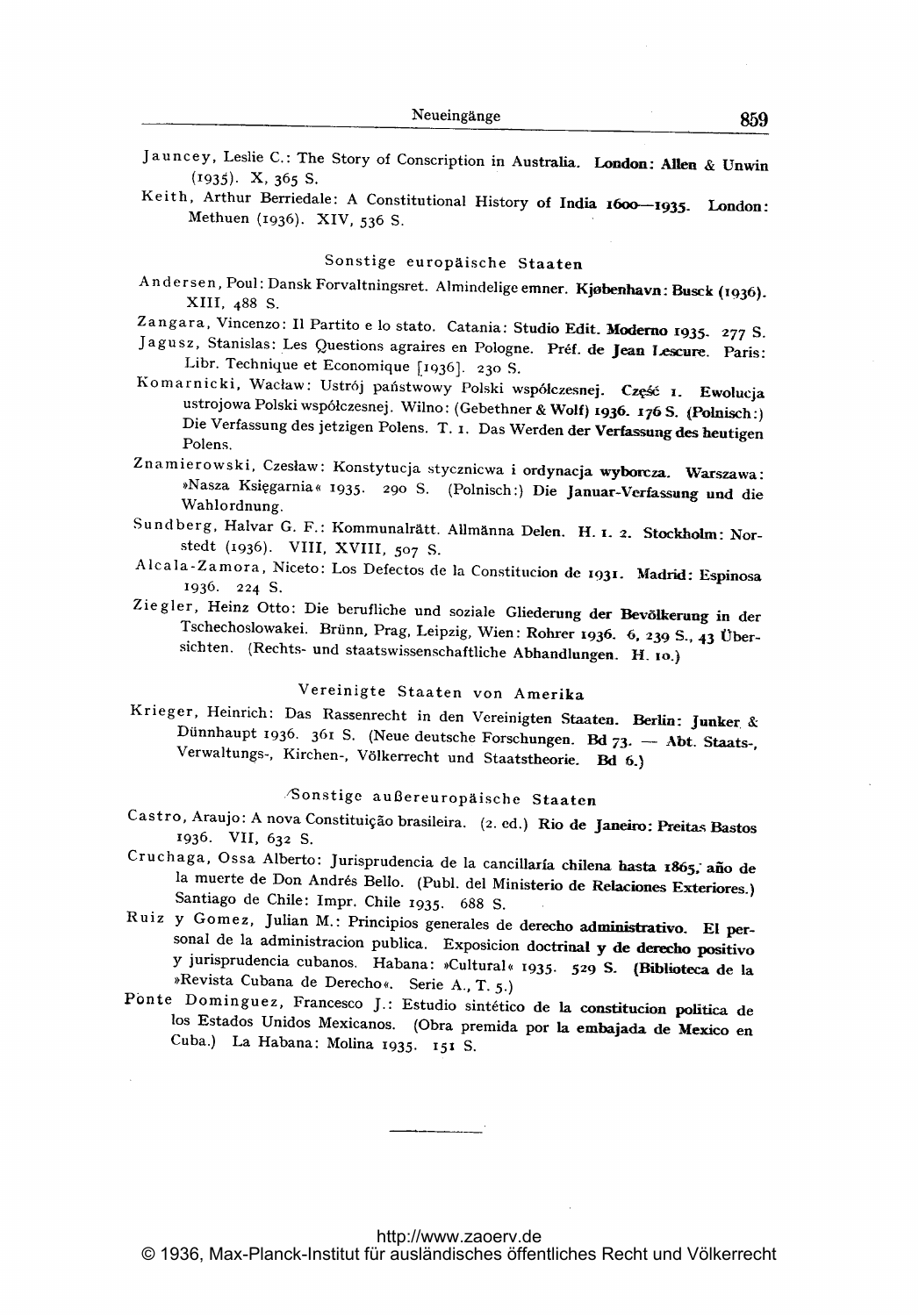Jauncey, Leslie C.: The Story of Conscription in Australia. London: Allen & Unwin (1935). X, 365 S.

Keith, Arthur Berriedale: A Constitutional History of India 1600—1935. London: Methuen (1936). XIV, 536 S.

### Sonstige europäische Staaten

Andersen, Poul: Dansk Forvaltningsret. Almindelige emner. Kjøbenhavn: Busck (1936). XIII, 488 S.

Zangara, Vincenzo: Il Partito e lo stato. Catania: Studio Edit. Moderno 1935. 277 S.

Jagusz, Stanislas: Les Questions agraires en Pologne. Préf. de Jean Lescure. Paris: Libr. Technique et Economique [1936]. 230 S.

Komarnicki, Wacław: Ustrój państwowy Polski współczesnej. Część 1. Ewolucja ustrojowa Polski współczesnej. Wilno: (Gebethner & Wolf) 1936. 176 S. (Polnisch:) Die Verfassung des jetzigen Polens. T. 1. Das Werden der Verfassung des heutigen Polens.

Znamierowski, Czesław: Konstytucja stycznicwa i ordynacja wyborcza. Warszawa: »Nasza Księgarnia« 1935. 290 S. (Polnisch:) Die Januar-Verfassung und die Wahlordnung.

Sundberg, Halvar G. F.: Kommunalrätt. Allmänna Delen. H. 1. 2. Stockholm: Norstedt (1936). VIII, XVIII, 507 S.

Alcala-Zamora, Niceto: Los Defectos de la Constitucion de 1931. Madrid: Espinosa 1936. 224 S.

Ziegler, Heinz Otto: Die berufliche und soziale Gliederung der Bevölkerung in der Tschechoslowakei. Brünn, Prag, Leipzig, Wien: Rohrer 1936. 6, 239 S., 43 Übersichten. (Rechts- und staatswissenschaftliche Abhandlungen. H. 10.)

### Vereinigte Staaten von Amerika

Krieger, Heinrich: Das Rassenrecht in den Vereinigten Staaten. Berlin: Junker & Dünnhaupt 1936. 361 S. (Neue deutsche Forschungen. Bd 73. — Abt. Staats-, Verwaltungs-, Kirchen-, Völkerrecht und Staatstheorie. Bd 6.)

### Sonstige außereuropäische Staaten

Castro, Araujo: A nova Constituição brasileira. (2. ed.) Rio de Janeiro: Freitas Bastos 1936. VII, 632 S.

Cruchaga, Ossa Alberto: Jurisprudencia de la cancillaría chilena hasta 1865, año de la muerte de Don Andrés Bello. (Publ. del Ministerio de Relaciones Exteriores.) Santiago de Chile: Impr. Chile 1935. 688 S.

Ruiz y Gomez, Julian M.: Principios generales de derecho administrativo. El personal de la administracion publica. Exposicion doctrinal y de derecho positivo y jurisprudencia cubanos. Habana: »Cultural« 1935. 529 S. (Biblioteca de la »Revista Cubana de Derecho«. Serie A., T. 5.)

Ponte Dominguez, Francesco J.: Estudio sintético de la constitucion politica de los Estados Unidos Mexicanos. (Obra premida por la embajada de Mexico en Cuba.) La Habana: Molina 1935. 151 S.